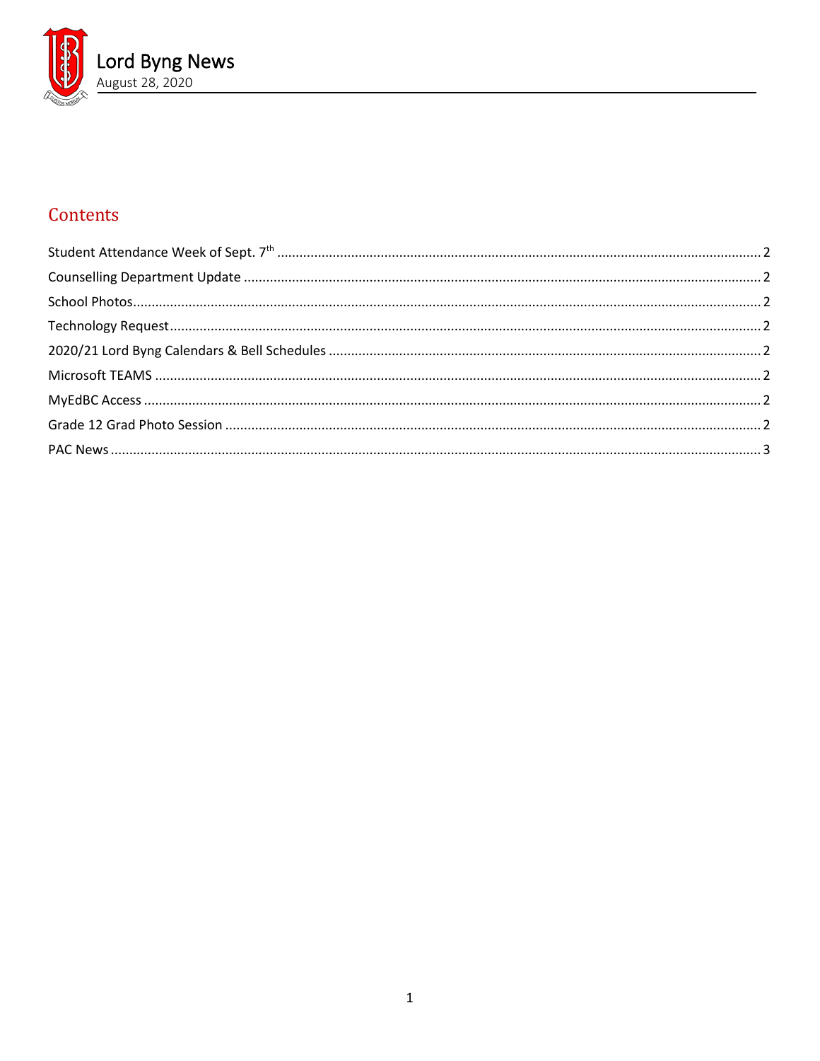# Lord Byng News

August 28, 2020

## Contents

Student Attendance Week of Sept. 7th ... 2

Counselling Department Update ... 2

School Photos ... 2

Technology Request ... 2

2020/21 Lord Byng Calendars & Bell Schedules ... 2

Microsoft TEAMS ... 2

MyEdBC Access ... 2

Grade 12 Grad Photo Session ... 2

PAC News ... 3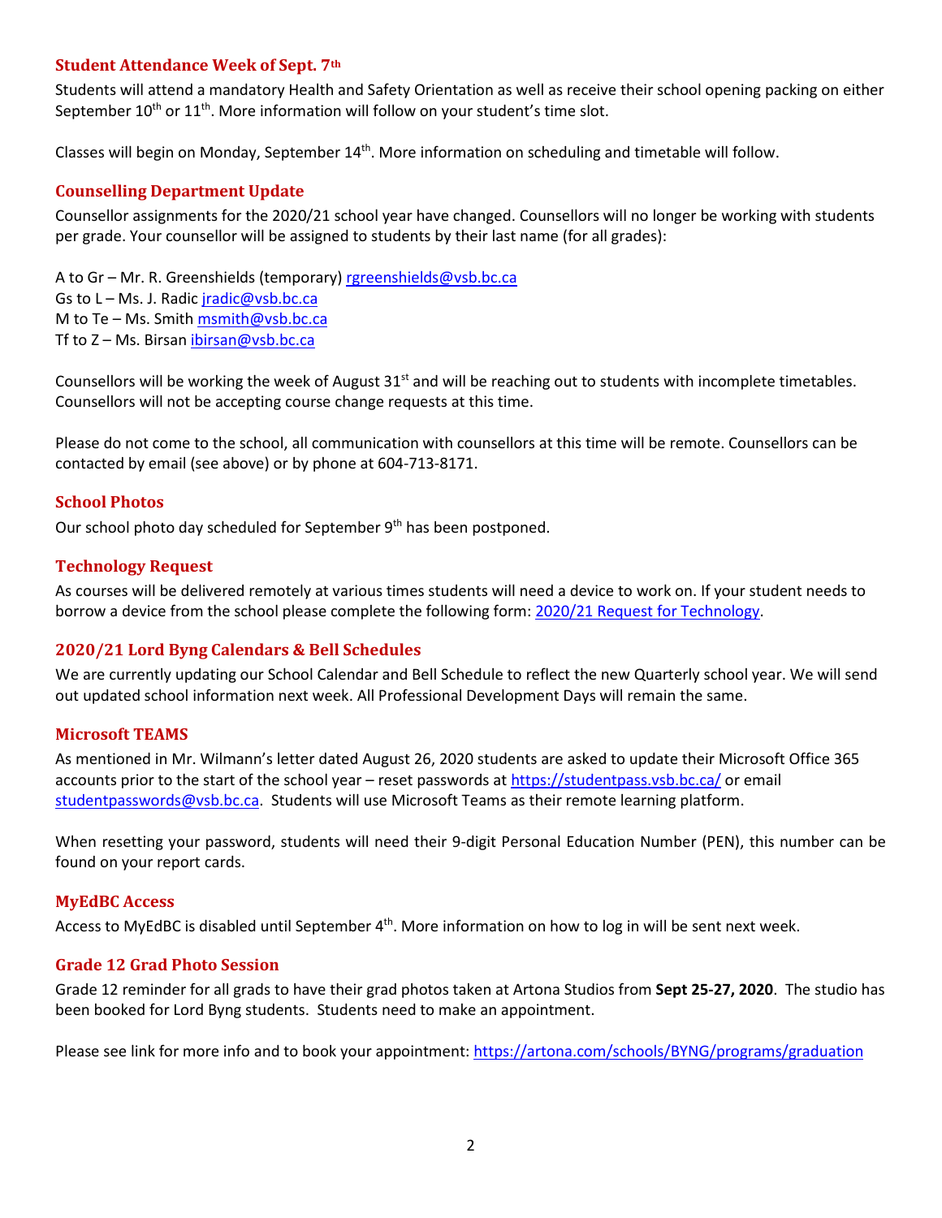## Student Attendance Week of Sept. 7th

Students will attend a mandatory Health and Safety Orientation as well as receive their school opening packing on either September 10th or 11th. More information will follow on your student's time slot.

Classes will begin on Monday, September 14th. More information on scheduling and timetable will follow.

## Counselling Department Update

Counsellor assignments for the 2020/21 school year have changed. Counsellors will no longer be working with students per grade. Your counsellor will be assigned to students by their last name (for all grades):

A to Gr – Mr. R. Greenshields (temporary) rgreenshields@vsb.bc.ca
Gs to L – Ms. J. Radic jradic@vsb.bc.ca
M to Te – Ms. Smith msmith@vsb.bc.ca
Tf to Z – Ms. Birsan ibirsan@vsb.bc.ca

Counsellors will be working the week of August 31st and will be reaching out to students with incomplete timetables. Counsellors will not be accepting course change requests at this time.

Please do not come to the school, all communication with counsellors at this time will be remote. Counsellors can be contacted by email (see above) or by phone at 604-713-8171.

## School Photos

Our school photo day scheduled for September 9th has been postponed.

## Technology Request

As courses will be delivered remotely at various times students will need a device to work on. If your student needs to borrow a device from the school please complete the following form: [2020/21 Request for Technology](2020/21 Request for Technology).

## 2020/21 Lord Byng Calendars & Bell Schedules

We are currently updating our School Calendar and Bell Schedule to reflect the new Quarterly school year. We will send out updated school information next week. All Professional Development Days will remain the same.

## Microsoft TEAMS

As mentioned in Mr. Wilmann's letter dated August 26, 2020 students are asked to update their Microsoft Office 365 accounts prior to the start of the school year – reset passwords at https://studentpass.vsb.bc.ca/ or email studentpasswords@vsb.bc.ca. Students will use Microsoft Teams as their remote learning platform.

When resetting your password, students will need their 9-digit Personal Education Number (PEN), this number can be found on your report cards.

## MyEdBC Access

Access to MyEdBC is disabled until September 4th. More information on how to log in will be sent next week.

## Grade 12 Grad Photo Session

Grade 12 reminder for all grads to have their grad photos taken at Artona Studios from **Sept 25-27, 2020**. The studio has been booked for Lord Byng students. Students need to make an appointment.

Please see link for more info and to book your appointment: https://artona.com/schools/BYNG/programs/graduation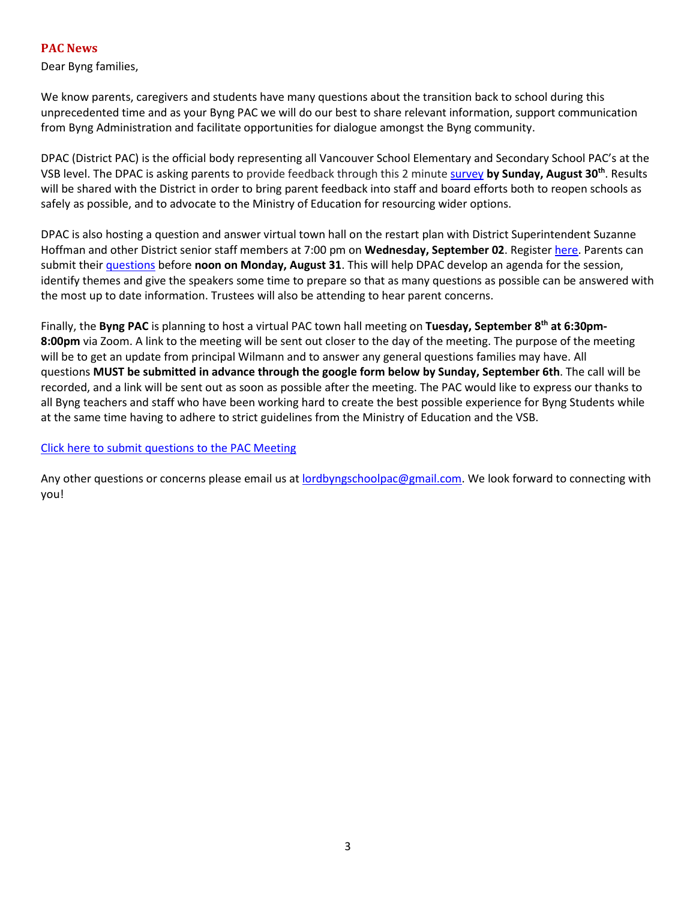## PAC News

Dear Byng families,

We know parents, caregivers and students have many questions about the transition back to school during this unprecedented time and as your Byng PAC we will do our best to share relevant information, support communication from Byng Administration and facilitate opportunities for dialogue amongst the Byng community.

DPAC (District PAC) is the official body representing all Vancouver School Elementary and Secondary School PAC's at the VSB level. The DPAC is asking parents to provide feedback through this 2 minute survey **by Sunday, August 30th**. Results will be shared with the District in order to bring parent feedback into staff and board efforts both to reopen schools as safely as possible, and to advocate to the Ministry of Education for resourcing wider options.

DPAC is also hosting a question and answer virtual town hall on the restart plan with District Superintendent Suzanne Hoffman and other District senior staff members at 7:00 pm on **Wednesday, September 02**. Register here. Parents can submit their questions before **noon on Monday, August 31**. This will help DPAC develop an agenda for the session, identify themes and give the speakers some time to prepare so that as many questions as possible can be answered with the most up to date information. Trustees will also be attending to hear parent concerns.

Finally, the **Byng PAC** is planning to host a virtual PAC town hall meeting on **Tuesday, September 8th at 6:30pm-8:00pm** via Zoom. A link to the meeting will be sent out closer to the day of the meeting. The purpose of the meeting will be to get an update from principal Wilmann and to answer any general questions families may have. All questions **MUST be submitted in advance through the google form below by Sunday, September 6th**. The call will be recorded, and a link will be sent out as soon as possible after the meeting. The PAC would like to express our thanks to all Byng teachers and staff who have been working hard to create the best possible experience for Byng Students while at the same time having to adhere to strict guidelines from the Ministry of Education and the VSB.

Click here to submit questions to the PAC Meeting

Any other questions or concerns please email us at lordbyngschoolpac@gmail.com. We look forward to connecting with you!